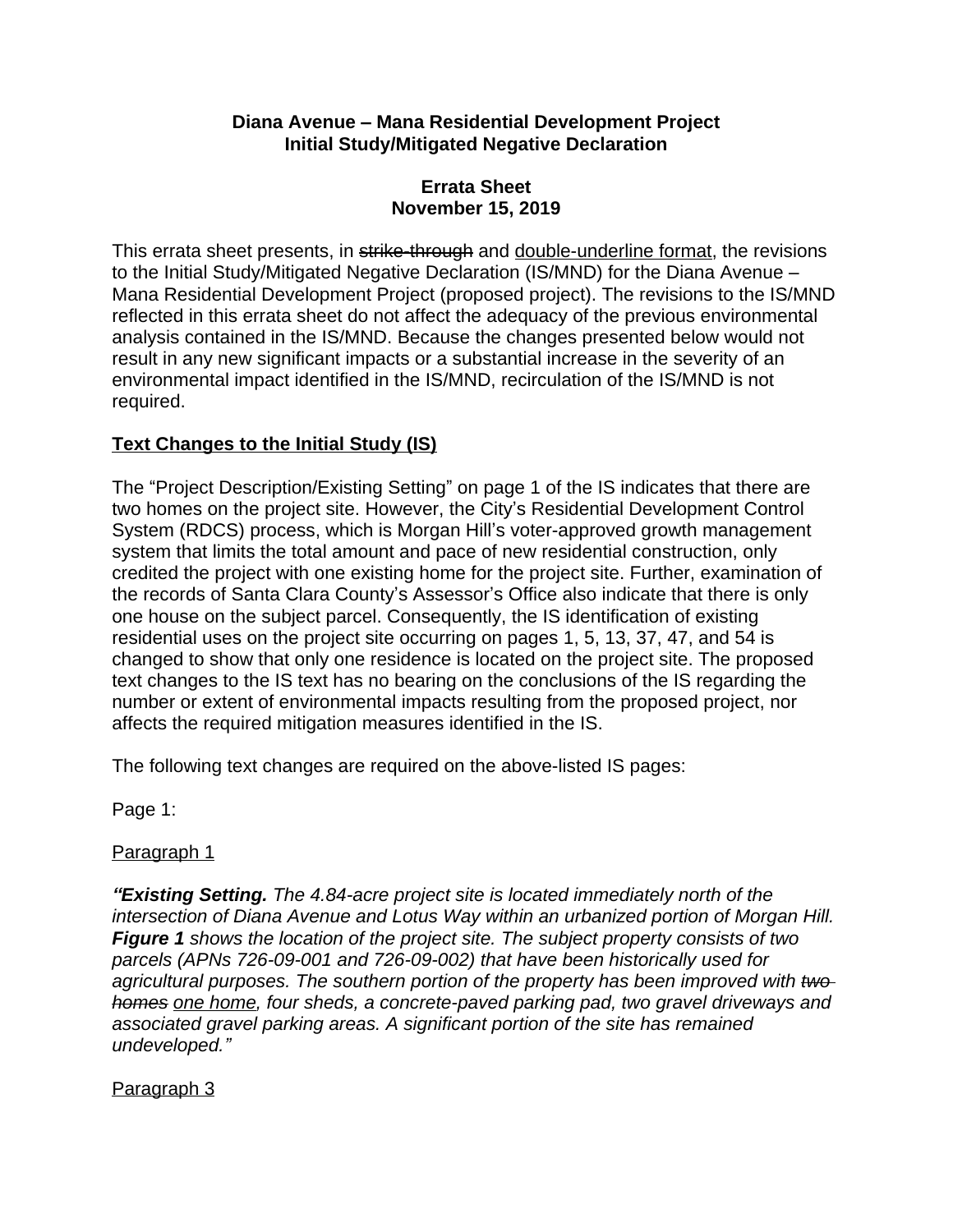**Diana Avenue – Mana Residential Development Project**
**Initial Study/Mitigated Negative Declaration**

**Errata Sheet**
**November 15, 2019**

This errata sheet presents, in ~~strike-through~~ and <u>double-underline format</u>, the revisions to the Initial Study/Mitigated Negative Declaration (IS/MND) for the Diana Avenue – Mana Residential Development Project (proposed project). The revisions to the IS/MND reflected in this errata sheet do not affect the adequacy of the previous environmental analysis contained in the IS/MND. Because the changes presented below would not result in any new significant impacts or a substantial increase in the severity of an environmental impact identified in the IS/MND, recirculation of the IS/MND is not required.

## <u>Text Changes to the Initial Study (IS)</u>

The "Project Description/Existing Setting" on page 1 of the IS indicates that there are two homes on the project site. However, the City's Residential Development Control System (RDCS) process, which is Morgan Hill's voter-approved growth management system that limits the total amount and pace of new residential construction, only credited the project with one existing home for the project site. Further, examination of the records of Santa Clara County's Assessor's Office also indicate that there is only one house on the subject parcel. Consequently, the IS identification of existing residential uses on the project site occurring on pages 1, 5, 13, 37, 47, and 54 is changed to show that only one residence is located on the project site. The proposed text changes to the IS text has no bearing on the conclusions of the IS regarding the number or extent of environmental impacts resulting from the proposed project, nor affects the required mitigation measures identified in the IS.

The following text changes are required on the above-listed IS pages:

Page 1:

<u>Paragraph 1</u>

***"Existing Setting.*** *The 4.84-acre project site is located immediately north of the intersection of Diana Avenue and Lotus Way within an urbanized portion of Morgan Hill.* ***Figure 1*** *shows the location of the project site. The subject property consists of two parcels (APNs 726-09-001 and 726-09-002) that have been historically used for agricultural purposes. The southern portion of the property has been improved with ~~two homes~~ <u>one home</u>, four sheds, a concrete-paved parking pad, two gravel driveways and associated gravel parking areas. A significant portion of the site has remained undeveloped."*

<u>Paragraph 3</u>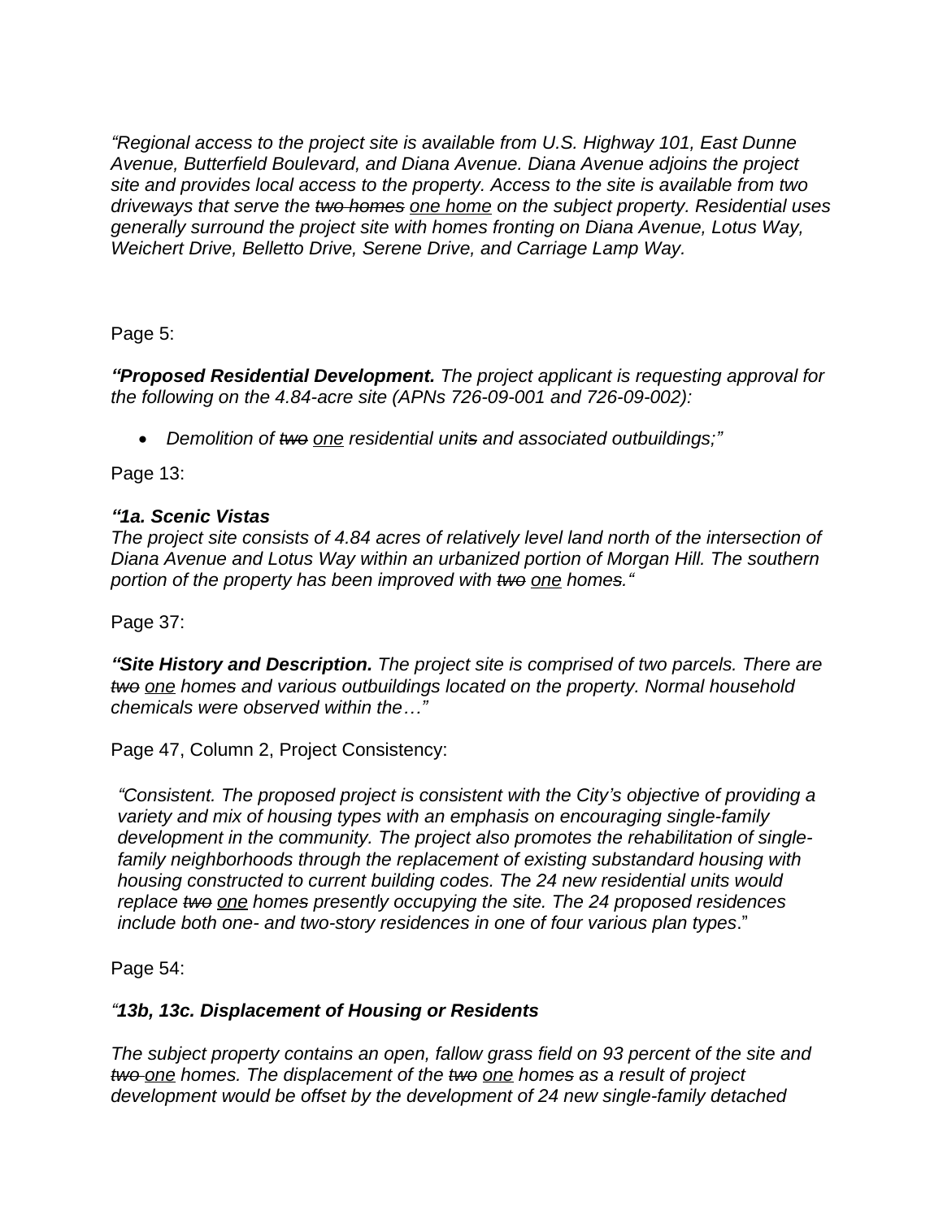*"Regional access to the project site is available from U.S. Highway 101, East Dunne Avenue, Butterfield Boulevard, and Diana Avenue. Diana Avenue adjoins the project site and provides local access to the property. Access to the site is available from two driveways that serve the ~~two homes~~ one home on the subject property. Residential uses generally surround the project site with homes fronting on Diana Avenue, Lotus Way, Weichert Drive, Belletto Drive, Serene Drive, and Carriage Lamp Way.*

Page 5:

***"Proposed Residential Development.*** *The project applicant is requesting approval for the following on the 4.84-acre site (APNs 726-09-001 and 726-09-002):*

- *Demolition of ~~two~~ one residential unit~~s~~ and associated outbuildings;"*

Page 13:

***"1a. Scenic Vistas***
*The project site consists of 4.84 acres of relatively level land north of the intersection of Diana Avenue and Lotus Way within an urbanized portion of Morgan Hill. The southern portion of the property has been improved with ~~two~~ one home~~s~~."*

Page 37:

***"Site History and Description.*** *The project site is comprised of two parcels. There are ~~two~~ one home~~s~~ and various outbuildings located on the property. Normal household chemicals were observed within the…"*

Page 47, Column 2, Project Consistency:

*"Consistent. The proposed project is consistent with the City's objective of providing a variety and mix of housing types with an emphasis on encouraging single-family development in the community. The project also promotes the rehabilitation of single-family neighborhoods through the replacement of existing substandard housing with housing constructed to current building codes. The 24 new residential units would replace ~~two~~ one home~~s~~ presently occupying the site. The 24 proposed residences include both one- and two-story residences in one of four various plan types*."

Page 54:

***"13b, 13c. Displacement of Housing or Residents***

*The subject property contains an open, fallow grass field on 93 percent of the site and ~~two~~ one homes. The displacement of the ~~two~~ one home~~s~~ as a result of project development would be offset by the development of 24 new single-family detached*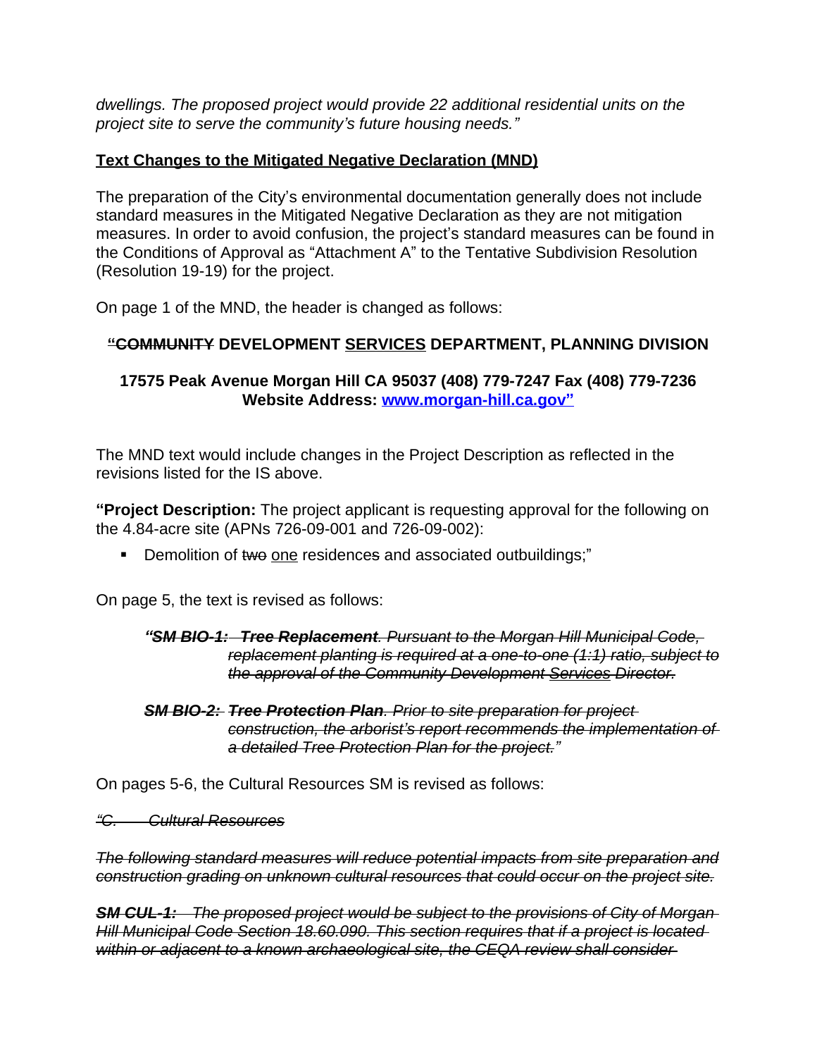*dwellings. The proposed project would provide 22 additional residential units on the project site to serve the community's future housing needs."*

**<u>Text Changes to the Mitigated Negative Declaration (MND)</u>**

The preparation of the City's environmental documentation generally does not include standard measures in the Mitigated Negative Declaration as they are not mitigation measures. In order to avoid confusion, the project's standard measures can be found in the Conditions of Approval as "Attachment A" to the Tentative Subdivision Resolution (Resolution 19-19) for the project.

On page 1 of the MND, the header is changed as follows:

**"~~COMMUNITY~~ DEVELOPMENT <u>SERVICES</u> DEPARTMENT, PLANNING DIVISION**

**17575 Peak Avenue Morgan Hill CA 95037 (408) 779-7247 Fax (408) 779-7236**
**Website Address: www.morgan-hill.ca.gov"**

The MND text would include changes in the Project Description as reflected in the revisions listed for the IS above.

**"Project Description:** The project applicant is requesting approval for the following on the 4.84-acre site (APNs 726-09-001 and 726-09-002):

- Demolition of ~~two~~ <u>one</u> residence~~s~~ and associated outbuildings;"

On page 5, the text is revised as follows:

> ~~***"SM BIO-1: Tree Replacement**. Pursuant to the Morgan Hill Municipal Code, replacement planting is required at a one-to-one (1:1) ratio, subject to the approval of the Community Development <u>Services</u> Director.*~~
>
> ~~***SM BIO-2: Tree Protection Plan**. Prior to site preparation for project construction, the arborist's report recommends the implementation of a detailed Tree Protection Plan for the project."*~~

On pages 5-6, the Cultural Resources SM is revised as follows:

~~*"C. Cultural Resources*~~

~~*The following standard measures will reduce potential impacts from site preparation and construction grading on unknown cultural resources that could occur on the project site.*~~

~~***SM CUL-1:** The proposed project would be subject to the provisions of City of Morgan Hill Municipal Code Section 18.60.090. This section requires that if a project is located within or adjacent to a known archaeological site, the CEQA review shall consider*~~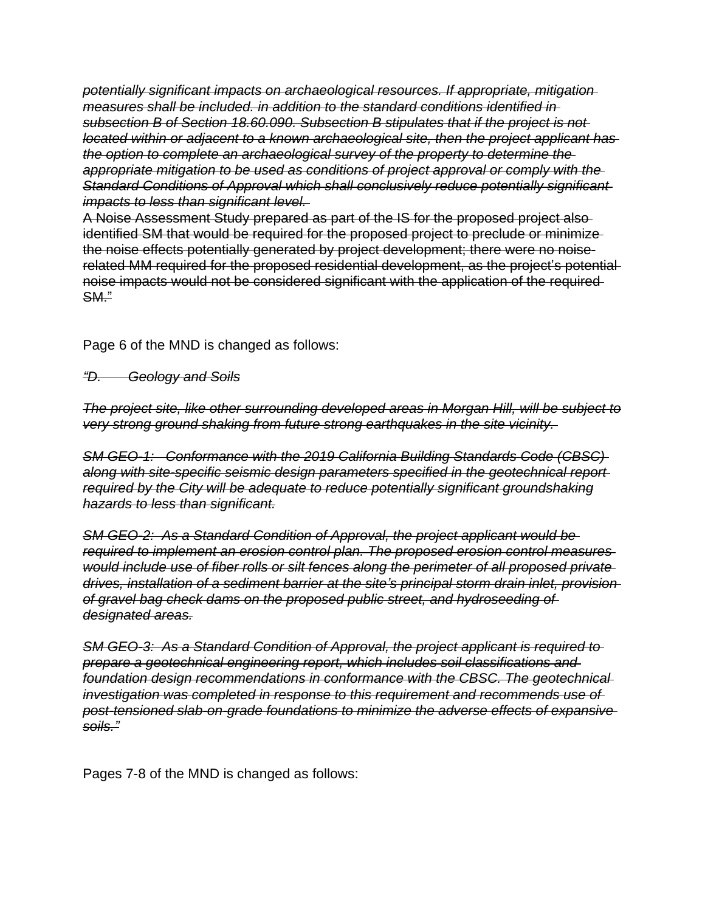~~*potentially significant impacts on archaeological resources. If appropriate, mitigation measures shall be included. in addition to the standard conditions identified in subsection B of Section 18.60.090. Subsection B stipulates that if the project is not located within or adjacent to a known archaeological site, then the project applicant has the option to complete an archaeological survey of the property to determine the appropriate mitigation to be used as conditions of project approval or comply with the Standard Conditions of Approval which shall conclusively reduce potentially significant impacts to less than significant level.*~~

~~A Noise Assessment Study prepared as part of the IS for the proposed project also identified SM that would be required for the proposed project to preclude or minimize the noise effects potentially generated by project development; there were no noise-related MM required for the proposed residential development, as the project's potential noise impacts would not be considered significant with the application of the required SM."~~

Page 6 of the MND is changed as follows:

~~*"D. Geology and Soils*~~

~~*The project site, like other surrounding developed areas in Morgan Hill, will be subject to very strong ground shaking from future strong earthquakes in the site vicinity.*~~

~~*SM GEO-1: Conformance with the 2019 California Building Standards Code (CBSC) along with site-specific seismic design parameters specified in the geotechnical report required by the City will be adequate to reduce potentially significant groundshaking hazards to less than significant.*~~

~~*SM GEO-2: As a Standard Condition of Approval, the project applicant would be required to implement an erosion control plan. The proposed erosion control measures would include use of fiber rolls or silt fences along the perimeter of all proposed private drives, installation of a sediment barrier at the site's principal storm drain inlet, provision of gravel bag check dams on the proposed public street, and hydroseeding of designated areas.*~~

~~*SM GEO-3: As a Standard Condition of Approval, the project applicant is required to prepare a geotechnical engineering report, which includes soil classifications and foundation design recommendations in conformance with the CBSC. The geotechnical investigation was completed in response to this requirement and recommends use of post-tensioned slab-on-grade foundations to minimize the adverse effects of expansive soils."*~~

Pages 7-8 of the MND is changed as follows: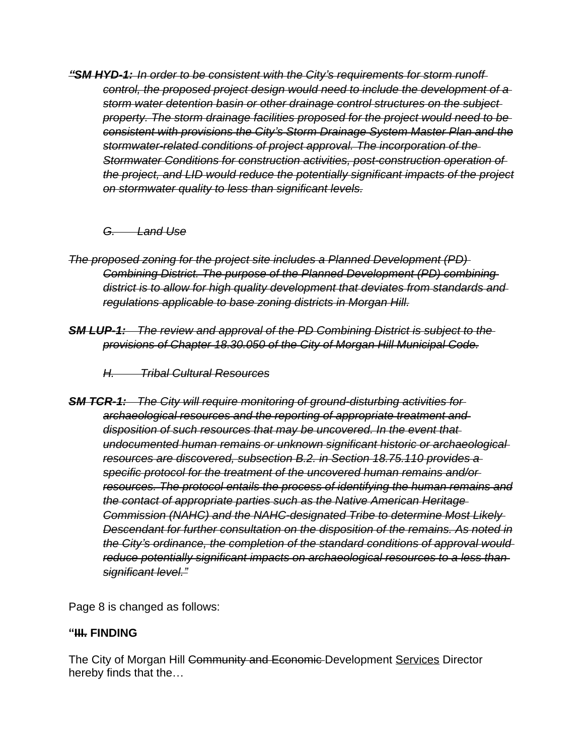~~*“**SM HYD-1:** In order to be consistent with the City’s requirements for storm runoff control, the proposed project design would need to include the development of a storm water detention basin or other drainage control structures on the subject property. The storm drainage facilities proposed for the project would need to be consistent with provisions the City’s Storm Drainage System Master Plan and the stormwater-related conditions of project approval. The incorporation of the Stormwater Conditions for construction activities, post-construction operation of the project, and LID would reduce the potentially significant impacts of the project on stormwater quality to less than significant levels.*~~

~~*G. Land Use*~~

~~*The proposed zoning for the project site includes a Planned Development (PD) Combining District. The purpose of the Planned Development (PD) combining district is to allow for high quality development that deviates from standards and regulations applicable to base zoning districts in Morgan Hill.*~~

~~***SM LUP-1:*** *The review and approval of the PD Combining District is subject to the provisions of Chapter 18.30.050 of the City of Morgan Hill Municipal Code.*~~

~~*H. Tribal Cultural Resources*~~

~~***SM TCR-1:*** *The City will require monitoring of ground-disturbing activities for archaeological resources and the reporting of appropriate treatment and disposition of such resources that may be uncovered. In the event that undocumented human remains or unknown significant historic or archaeological resources are discovered, subsection B.2. in Section 18.75.110 provides a specific protocol for the treatment of the uncovered human remains and/or resources. The protocol entails the process of identifying the human remains and the contact of appropriate parties such as the Native American Heritage Commission (NAHC) and the NAHC-designated Tribe to determine Most Likely Descendant for further consultation on the disposition of the remains. As noted in the City’s ordinance, the completion of the standard conditions of approval would reduce potentially significant impacts on archaeological resources to a less than significant level.”*~~

Page 8 is changed as follows:

**“~~III.~~ FINDING**

The City of Morgan Hill ~~Community and Economic~~ Development <u>Services</u> Director hereby finds that the…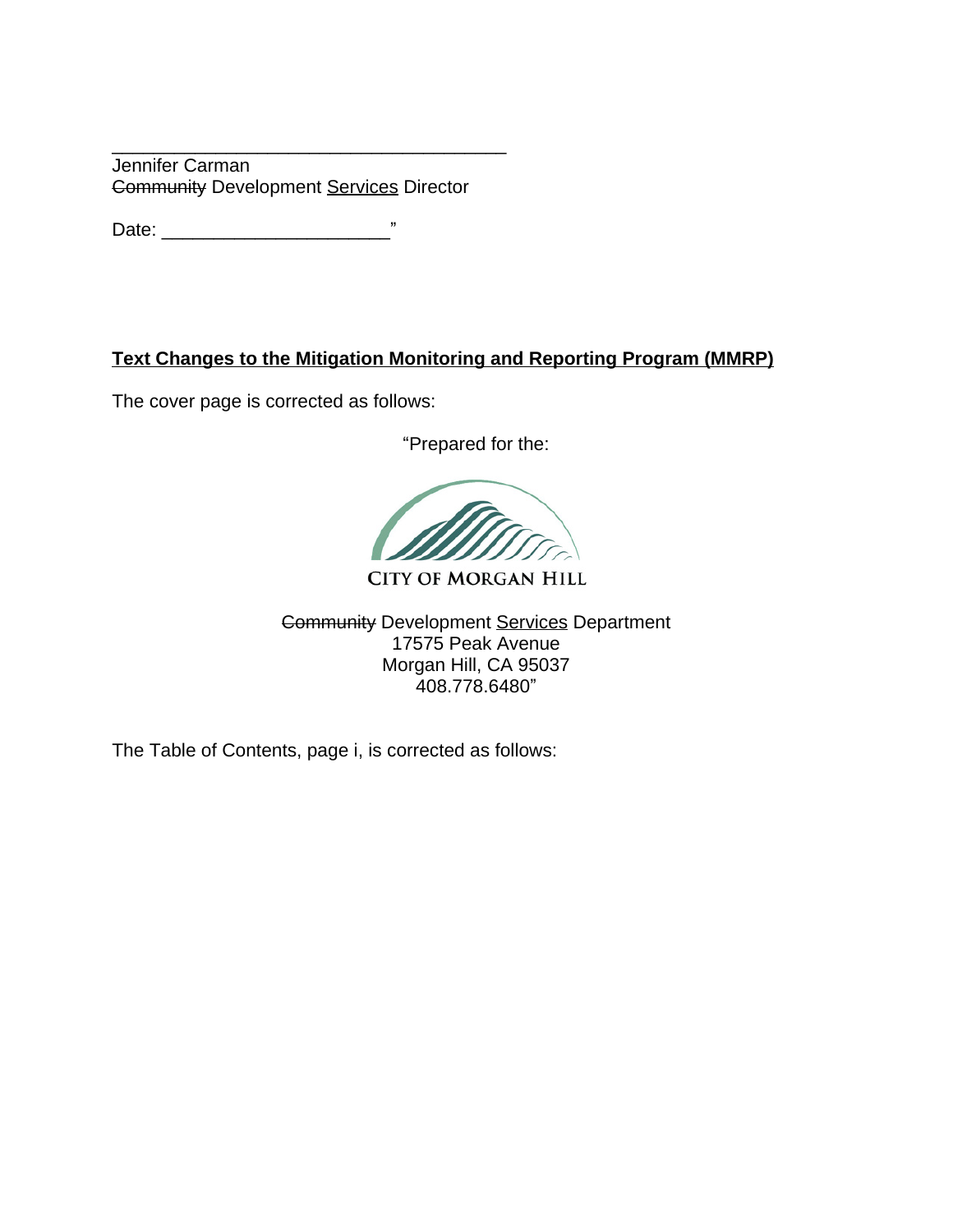\_\_\_\_\_\_\_\_\_\_\_\_\_\_\_\_\_\_\_\_\_\_\_\_\_\_\_\_\_\_\_\_\_\_\_\_\_\_\_\_
Jennifer Carman
~~Community~~ Development <u>Services</u> Director

Date: \_\_\_\_\_\_\_\_\_\_\_\_\_\_\_\_\_\_\_\_\_\_”

**<u>Text Changes to the Mitigation Monitoring and Reporting Program (MMRP)</u>**

The cover page is corrected as follows:

“Prepared for the:

CITY OF MORGAN HILL

~~Community~~ Development <u>Services</u> Department
17575 Peak Avenue
Morgan Hill, CA 95037
408.778.6480”

The Table of Contents, page i, is corrected as follows: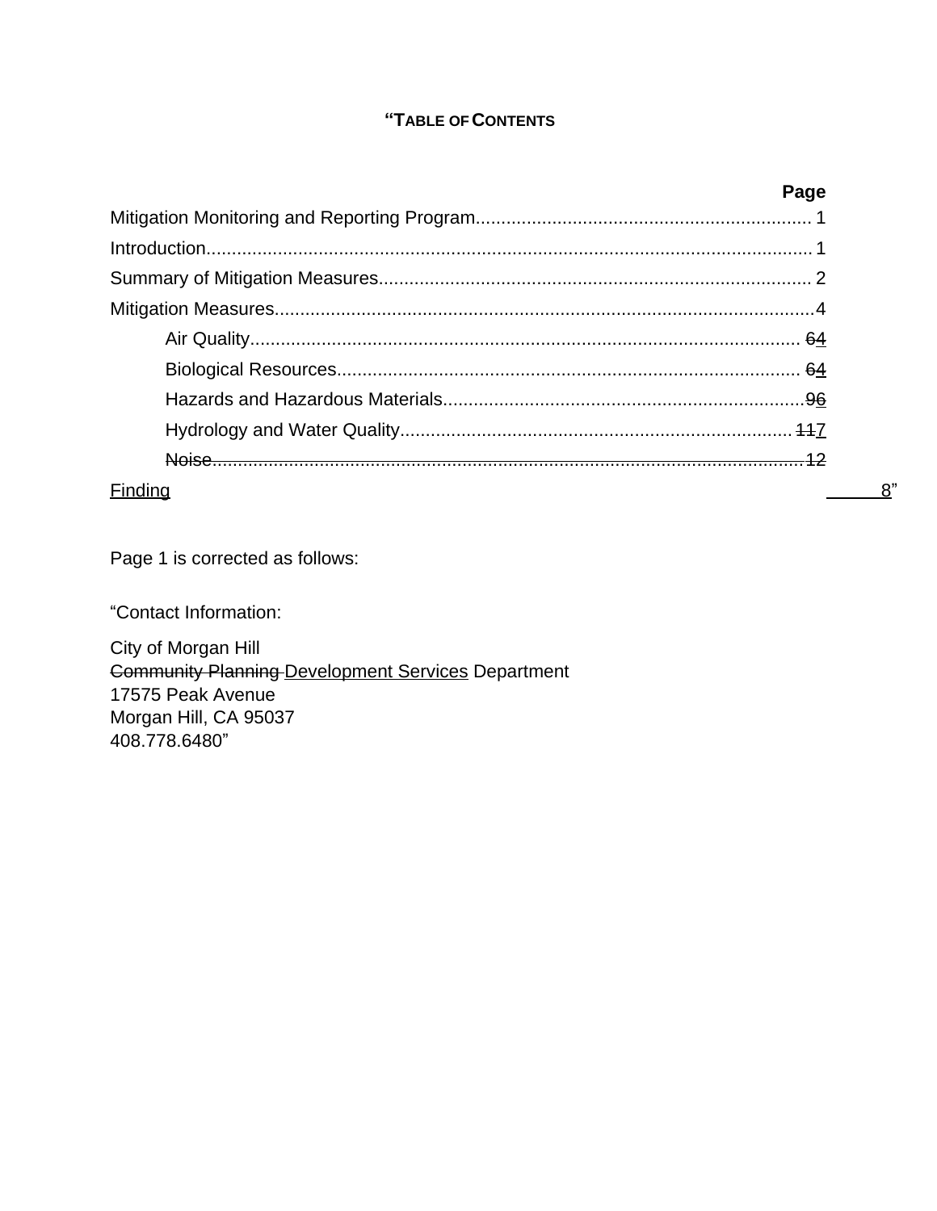**"TABLE OF CONTENTS**

| | Page |
|---|---|
| Mitigation Monitoring and Reporting Program | 1 |
| Introduction | 1 |
| Summary of Mitigation Measures | 2 |
| Mitigation Measures | 4 |
| Air Quality | ~~6~~<u>4</u> |
| Biological Resources | ~~6~~<u>4</u> |
| Hazards and Hazardous Materials | ~~9~~<u>6</u> |
| Hydrology and Water Quality | ~~11~~<u>7</u> |
| ~~Noise~~ | ~~12~~ |
| <u>Finding</u> | <u>8</u>" |

Page 1 is corrected as follows:

"Contact Information:

City of Morgan Hill
~~Community Planning~~ <u>Development Services</u> Department
17575 Peak Avenue
Morgan Hill, CA 95037
408.778.6480"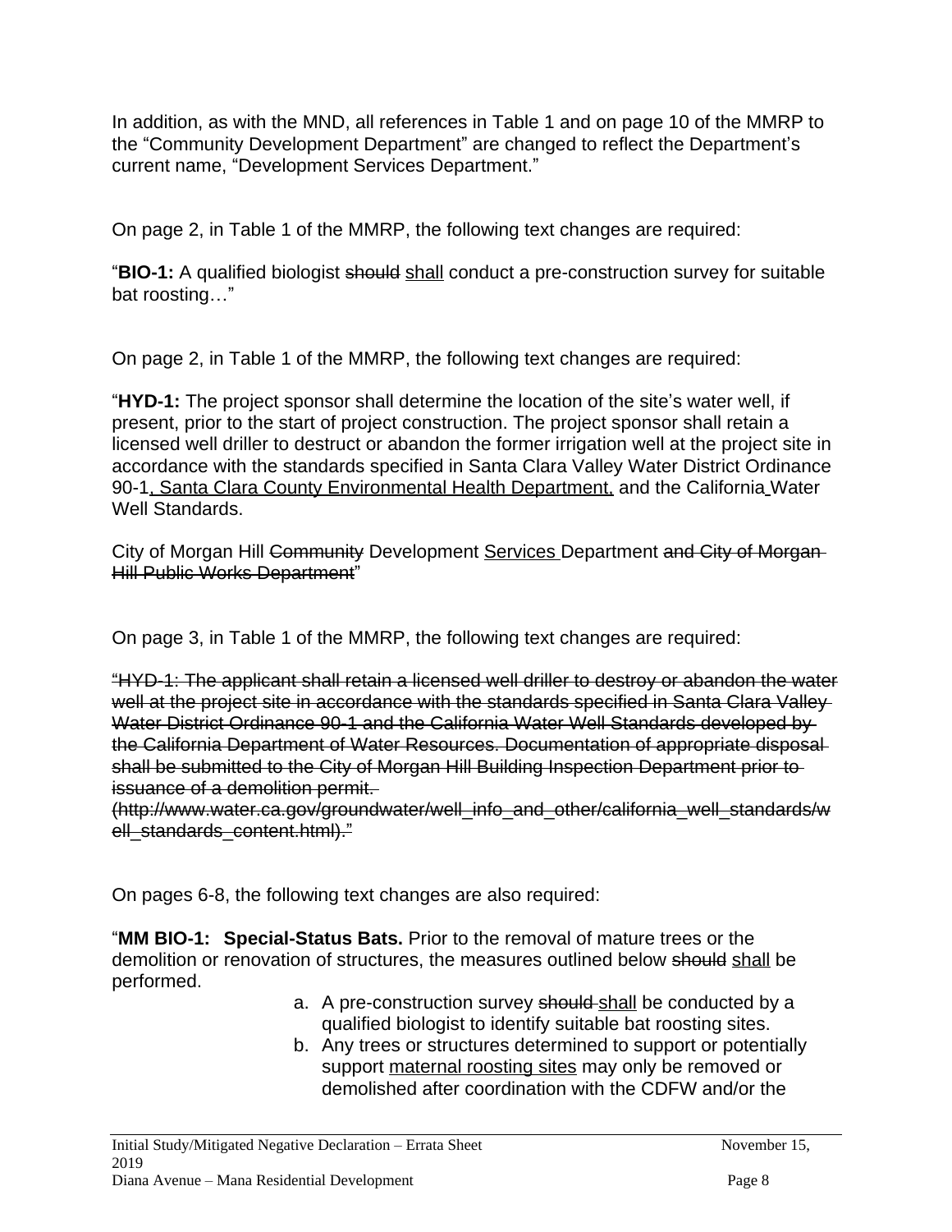In addition, as with the MND, all references in Table 1 and on page 10 of the MMRP to the "Community Development Department" are changed to reflect the Department's current name, "Development Services Department."

On page 2, in Table 1 of the MMRP, the following text changes are required:

"**BIO-1:** A qualified biologist ~~should~~ <u>shall</u> conduct a pre-construction survey for suitable bat roosting…"

On page 2, in Table 1 of the MMRP, the following text changes are required:

"**HYD-1:** The project sponsor shall determine the location of the site's water well, if present, prior to the start of project construction. The project sponsor shall retain a licensed well driller to destruct or abandon the former irrigation well at the project site in accordance with the standards specified in Santa Clara Valley Water District Ordinance 90-1<u>, Santa Clara County Environmental Health Department,</u> and the California Water Well Standards.

City of Morgan Hill ~~Community~~ Development <u>Services</u> Department ~~and City of Morgan Hill Public Works Department~~"

On page 3, in Table 1 of the MMRP, the following text changes are required:

~~"HYD-1: The applicant shall retain a licensed well driller to destroy or abandon the water well at the project site in accordance with the standards specified in Santa Clara Valley Water District Ordinance 90-1 and the California Water Well Standards developed by the California Department of Water Resources. Documentation of appropriate disposal shall be submitted to the City of Morgan Hill Building Inspection Department prior to issuance of a demolition permit. (http://www.water.ca.gov/groundwater/well_info_and_other/california_well_standards/well_standards_content.html)."~~

On pages 6-8, the following text changes are also required:

"**MM BIO-1: Special-Status Bats.** Prior to the removal of mature trees or the demolition or renovation of structures, the measures outlined below ~~should~~ <u>shall</u> be performed.

a. A pre-construction survey ~~should~~ <u>shall</u> be conducted by a qualified biologist to identify suitable bat roosting sites.
b. Any trees or structures determined to support or potentially support <u>maternal roosting sites</u> may only be removed or demolished after coordination with the CDFW and/or the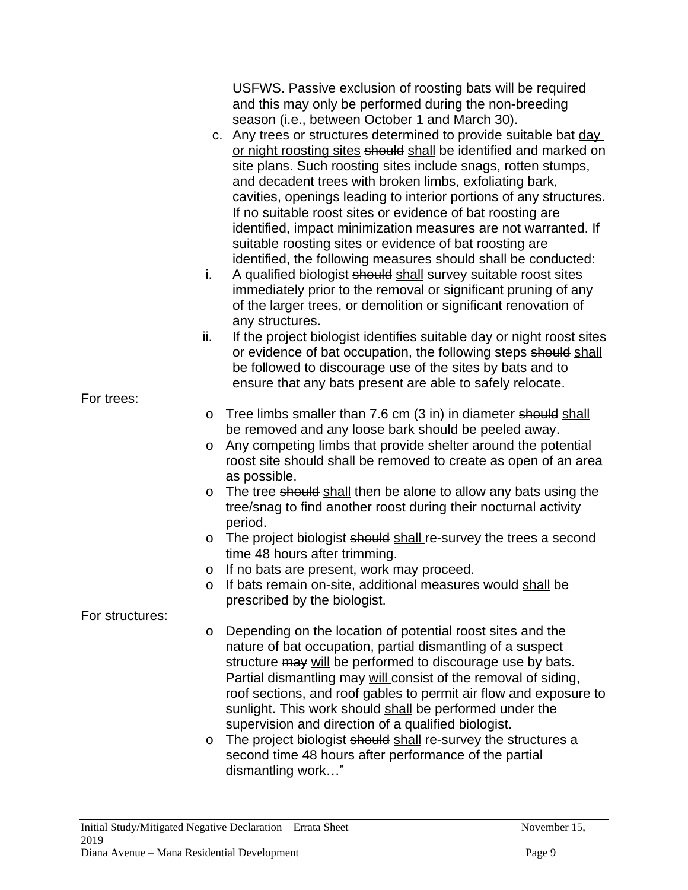USFWS. Passive exclusion of roosting bats will be required and this may only be performed during the non-breeding season (i.e., between October 1 and March 30).

c. Any trees or structures determined to provide suitable bat <u>day or night roosting sites</u> ~~should~~ <u>shall</u> be identified and marked on site plans. Such roosting sites include snags, rotten stumps, and decadent trees with broken limbs, exfoliating bark, cavities, openings leading to interior portions of any structures. If no suitable roost sites or evidence of bat roosting are identified, impact minimization measures are not warranted. If suitable roosting sites or evidence of bat roosting are identified, the following measures ~~should~~ <u>shall</u> be conducted:

   i. A qualified biologist ~~should~~ <u>shall</u> survey suitable roost sites immediately prior to the removal or significant pruning of any of the larger trees, or demolition or significant renovation of any structures.

   ii. If the project biologist identifies suitable day or night roost sites or evidence of bat occupation, the following steps ~~should~~ <u>shall</u> be followed to discourage use of the sites by bats and to ensure that any bats present are able to safely relocate.

For trees:

- Tree limbs smaller than 7.6 cm (3 in) in diameter ~~should~~ <u>shall</u> be removed and any loose bark should be peeled away.
- Any competing limbs that provide shelter around the potential roost site ~~should~~ <u>shall</u> be removed to create as open of an area as possible.
- The tree ~~should~~ <u>shall</u> then be alone to allow any bats using the tree/snag to find another roost during their nocturnal activity period.
- The project biologist ~~should~~ <u>shall</u> re-survey the trees a second time 48 hours after trimming.
- If no bats are present, work may proceed.
- If bats remain on-site, additional measures ~~would~~ <u>shall</u> be prescribed by the biologist.

For structures:

- Depending on the location of potential roost sites and the nature of bat occupation, partial dismantling of a suspect structure ~~may~~ <u>will</u> be performed to discourage use by bats. Partial dismantling ~~may~~ <u>will</u> consist of the removal of siding, roof sections, and roof gables to permit air flow and exposure to sunlight. This work ~~should~~ <u>shall</u> be performed under the supervision and direction of a qualified biologist.
- The project biologist ~~should~~ <u>shall</u> re-survey the structures a second time 48 hours after performance of the partial dismantling work…"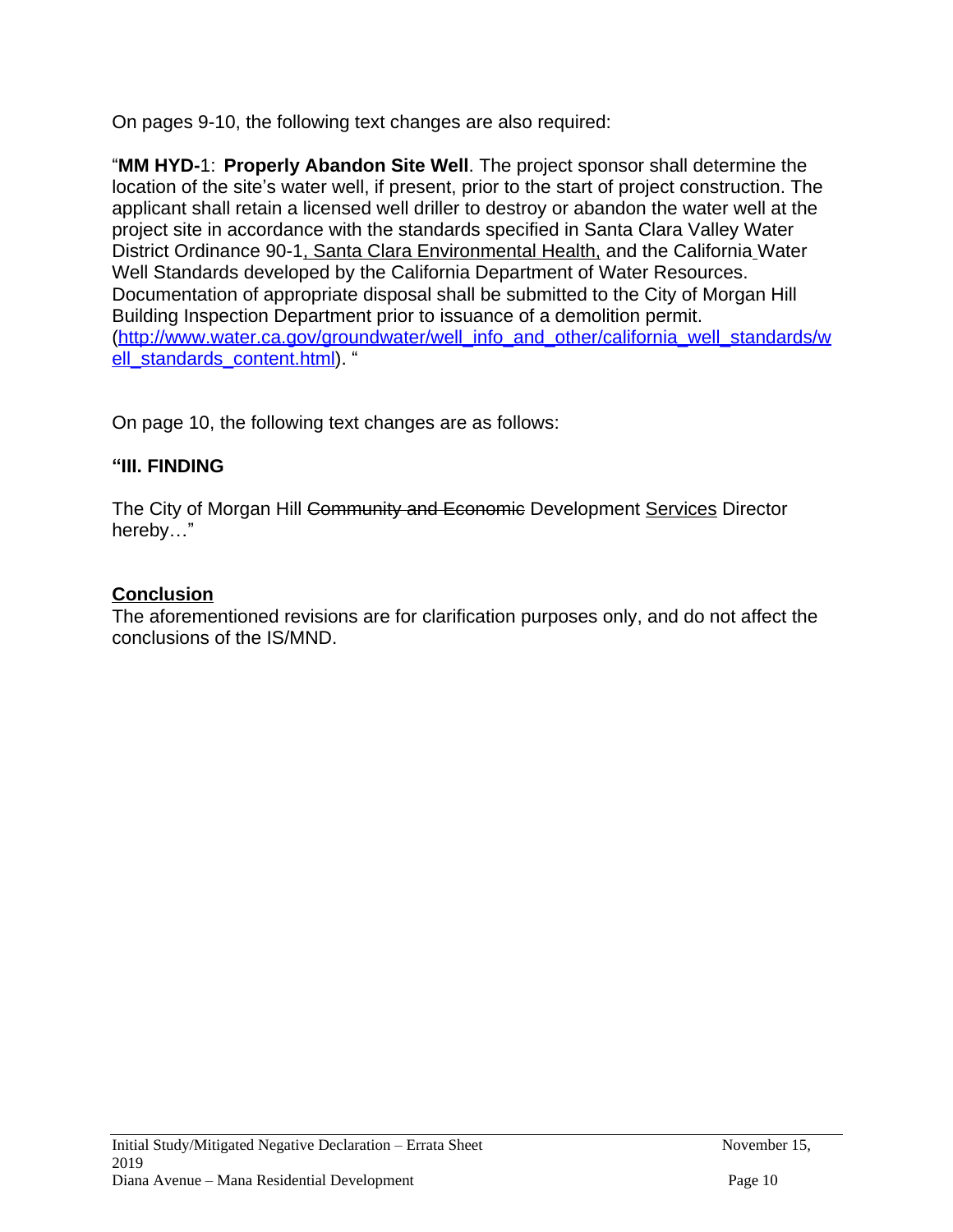On pages 9-10, the following text changes are also required:

"**MM HYD-**1: **Properly Abandon Site Well**. The project sponsor shall determine the location of the site's water well, if present, prior to the start of project construction. The applicant shall retain a licensed well driller to destroy or abandon the water well at the project site in accordance with the standards specified in Santa Clara Valley Water District Ordinance 90-1<u>, Santa Clara Environmental Health,</u> and the California Water Well Standards developed by the California Department of Water Resources. Documentation of appropriate disposal shall be submitted to the City of Morgan Hill Building Inspection Department prior to issuance of a demolition permit. (http://www.water.ca.gov/groundwater/well_info_and_other/california_well_standards/well_standards_content.html). "

On page 10, the following text changes are as follows:

**"III. FINDING**

The City of Morgan Hill ~~Community and Economic~~ Development <u>Services</u> Director hereby…"

## <u>Conclusion</u>

The aforementioned revisions are for clarification purposes only, and do not affect the conclusions of the IS/MND.